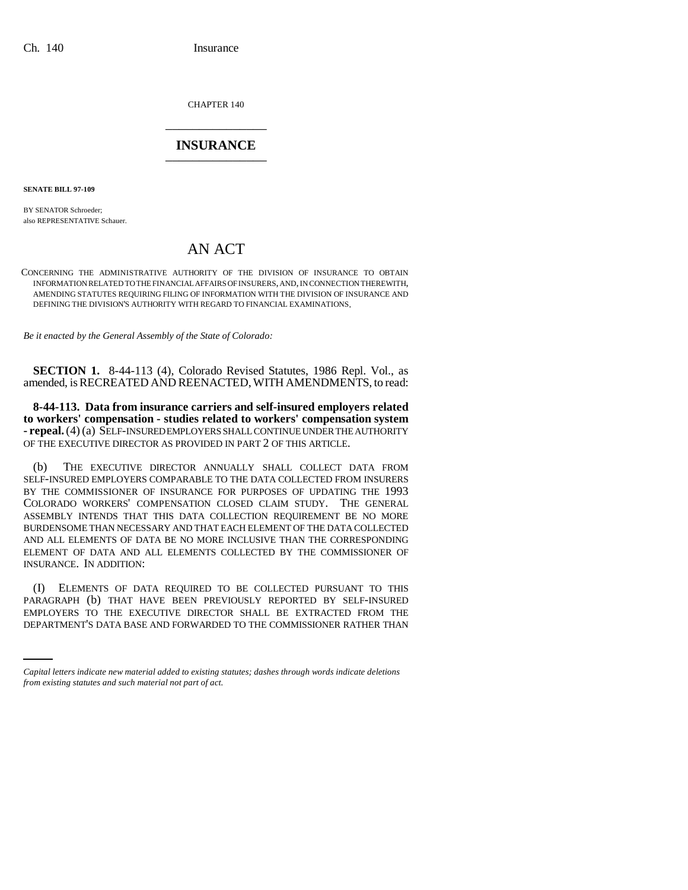CHAPTER 140

## INSURANCE

**SENATE BILL 97-109**

BY SENATOR Schroeder;
also REPRESENTATIVE Schauer.

# AN ACT

CONCERNING THE ADMINISTRATIVE AUTHORITY OF THE DIVISION OF INSURANCE TO OBTAIN INFORMATION RELATED TO THE FINANCIAL AFFAIRS OF INSURERS, AND, IN CONNECTION THEREWITH, AMENDING STATUTES REQUIRING FILING OF INFORMATION WITH THE DIVISION OF INSURANCE AND DEFINING THE DIVISION'S AUTHORITY WITH REGARD TO FINANCIAL EXAMINATIONS.

*Be it enacted by the General Assembly of the State of Colorado:*

**SECTION 1.** 8-44-113 (4), Colorado Revised Statutes, 1986 Repl. Vol., as amended, is RECREATED AND REENACTED, WITH AMENDMENTS, to read:

**8-44-113. Data from insurance carriers and self-insured employers related to workers' compensation - studies related to workers' compensation system - repeal.** (4) (a) SELF-INSURED EMPLOYERS SHALL CONTINUE UNDER THE AUTHORITY OF THE EXECUTIVE DIRECTOR AS PROVIDED IN PART 2 OF THIS ARTICLE.

(b) THE EXECUTIVE DIRECTOR ANNUALLY SHALL COLLECT DATA FROM SELF-INSURED EMPLOYERS COMPARABLE TO THE DATA COLLECTED FROM INSURERS BY THE COMMISSIONER OF INSURANCE FOR PURPOSES OF UPDATING THE 1993 COLORADO WORKERS' COMPENSATION CLOSED CLAIM STUDY. THE GENERAL ASSEMBLY INTENDS THAT THIS DATA COLLECTION REQUIREMENT BE NO MORE BURDENSOME THAN NECESSARY AND THAT EACH ELEMENT OF THE DATA COLLECTED AND ALL ELEMENTS OF DATA BE NO MORE INCLUSIVE THAN THE CORRESPONDING ELEMENT OF DATA AND ALL ELEMENTS COLLECTED BY THE COMMISSIONER OF INSURANCE. IN ADDITION:

(I) ELEMENTS OF DATA REQUIRED TO BE COLLECTED PURSUANT TO THIS PARAGRAPH (b) THAT HAVE BEEN PREVIOUSLY REPORTED BY SELF-INSURED EMPLOYERS TO THE EXECUTIVE DIRECTOR SHALL BE EXTRACTED FROM THE DEPARTMENT'S DATA BASE AND FORWARDED TO THE COMMISSIONER RATHER THAN

*Capital letters indicate new material added to existing statutes; dashes through words indicate deletions from existing statutes and such material not part of act.*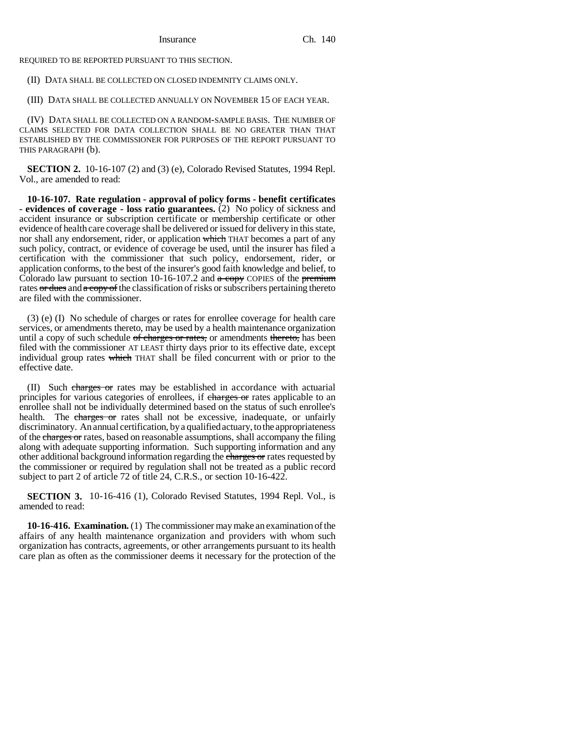REQUIRED TO BE REPORTED PURSUANT TO THIS SECTION.

(II) DATA SHALL BE COLLECTED ON CLOSED INDEMNITY CLAIMS ONLY.

(III) DATA SHALL BE COLLECTED ANNUALLY ON NOVEMBER 15 OF EACH YEAR.

(IV) DATA SHALL BE COLLECTED ON A RANDOM-SAMPLE BASIS. THE NUMBER OF CLAIMS SELECTED FOR DATA COLLECTION SHALL BE NO GREATER THAN THAT ESTABLISHED BY THE COMMISSIONER FOR PURPOSES OF THE REPORT PURSUANT TO THIS PARAGRAPH (b).

**SECTION 2.** 10-16-107 (2) and (3) (e), Colorado Revised Statutes, 1994 Repl. Vol., are amended to read:

**10-16-107. Rate regulation - approval of policy forms - benefit certificates - evidences of coverage - loss ratio guarantees.** (2) No policy of sickness and accident insurance or subscription certificate or membership certificate or other evidence of health care coverage shall be delivered or issued for delivery in this state, nor shall any endorsement, rider, or application ~~which~~ THAT becomes a part of any such policy, contract, or evidence of coverage be used, until the insurer has filed a certification with the commissioner that such policy, endorsement, rider, or application conforms, to the best of the insurer's good faith knowledge and belief, to Colorado law pursuant to section 10-16-107.2 and ~~a copy~~ COPIES of the ~~premium~~ rates ~~or dues~~ and ~~a copy of~~ the classification of risks or subscribers pertaining thereto are filed with the commissioner.

(3) (e) (I) No schedule of charges or rates for enrollee coverage for health care services, or amendments thereto, may be used by a health maintenance organization until a copy of such schedule ~~of charges or rates,~~ or amendments ~~thereto,~~ has been filed with the commissioner AT LEAST thirty days prior to its effective date, except individual group rates ~~which~~ THAT shall be filed concurrent with or prior to the effective date.

(II) Such ~~charges or~~ rates may be established in accordance with actuarial principles for various categories of enrollees, if ~~charges or~~ rates applicable to an enrollee shall not be individually determined based on the status of such enrollee's health. The ~~charges or~~ rates shall not be excessive, inadequate, or unfairly discriminatory. An annual certification, by a qualified actuary, to the appropriateness of the ~~charges or~~ rates, based on reasonable assumptions, shall accompany the filing along with adequate supporting information. Such supporting information and any other additional background information regarding the ~~charges or~~ rates requested by the commissioner or required by regulation shall not be treated as a public record subject to part 2 of article 72 of title 24, C.R.S., or section 10-16-422.

**SECTION 3.** 10-16-416 (1), Colorado Revised Statutes, 1994 Repl. Vol., is amended to read:

**10-16-416. Examination.** (1) The commissioner may make an examination of the affairs of any health maintenance organization and providers with whom such organization has contracts, agreements, or other arrangements pursuant to its health care plan as often as the commissioner deems it necessary for the protection of the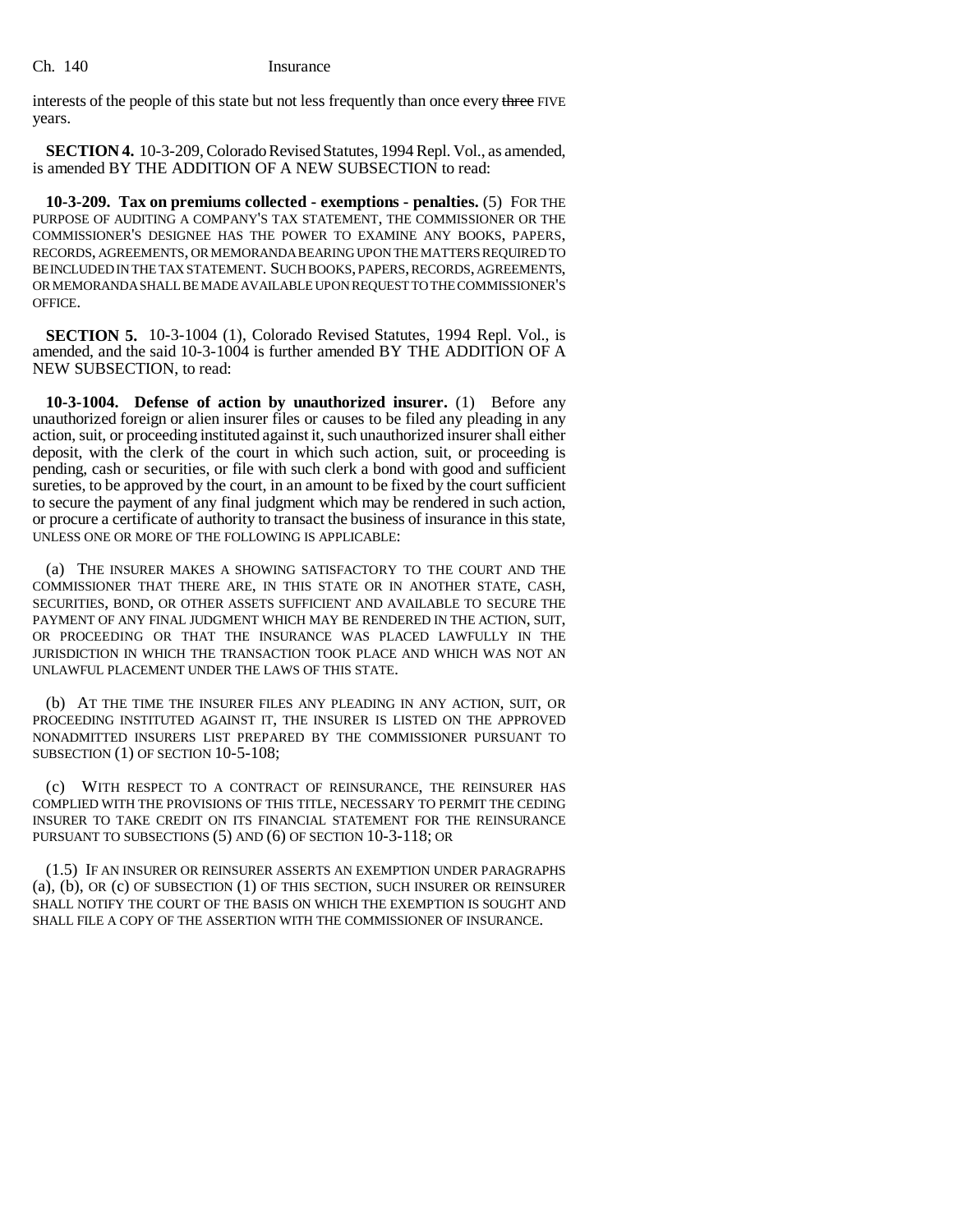interests of the people of this state but not less frequently than once every ~~three~~ FIVE years.

**SECTION 4.** 10-3-209, Colorado Revised Statutes, 1994 Repl. Vol., as amended, is amended BY THE ADDITION OF A NEW SUBSECTION to read:

**10-3-209. Tax on premiums collected - exemptions - penalties.** (5) FOR THE PURPOSE OF AUDITING A COMPANY'S TAX STATEMENT, THE COMMISSIONER OR THE COMMISSIONER'S DESIGNEE HAS THE POWER TO EXAMINE ANY BOOKS, PAPERS, RECORDS, AGREEMENTS, OR MEMORANDA BEARING UPON THE MATTERS REQUIRED TO BE INCLUDED IN THE TAX STATEMENT. SUCH BOOKS, PAPERS, RECORDS, AGREEMENTS, OR MEMORANDA SHALL BE MADE AVAILABLE UPON REQUEST TO THE COMMISSIONER'S OFFICE.

**SECTION 5.** 10-3-1004 (1), Colorado Revised Statutes, 1994 Repl. Vol., is amended, and the said 10-3-1004 is further amended BY THE ADDITION OF A NEW SUBSECTION, to read:

**10-3-1004. Defense of action by unauthorized insurer.** (1) Before any unauthorized foreign or alien insurer files or causes to be filed any pleading in any action, suit, or proceeding instituted against it, such unauthorized insurer shall either deposit, with the clerk of the court in which such action, suit, or proceeding is pending, cash or securities, or file with such clerk a bond with good and sufficient sureties, to be approved by the court, in an amount to be fixed by the court sufficient to secure the payment of any final judgment which may be rendered in such action, or procure a certificate of authority to transact the business of insurance in this state, UNLESS ONE OR MORE OF THE FOLLOWING IS APPLICABLE:

(a) THE INSURER MAKES A SHOWING SATISFACTORY TO THE COURT AND THE COMMISSIONER THAT THERE ARE, IN THIS STATE OR IN ANOTHER STATE, CASH, SECURITIES, BOND, OR OTHER ASSETS SUFFICIENT AND AVAILABLE TO SECURE THE PAYMENT OF ANY FINAL JUDGMENT WHICH MAY BE RENDERED IN THE ACTION, SUIT, OR PROCEEDING OR THAT THE INSURANCE WAS PLACED LAWFULLY IN THE JURISDICTION IN WHICH THE TRANSACTION TOOK PLACE AND WHICH WAS NOT AN UNLAWFUL PLACEMENT UNDER THE LAWS OF THIS STATE.

(b) AT THE TIME THE INSURER FILES ANY PLEADING IN ANY ACTION, SUIT, OR PROCEEDING INSTITUTED AGAINST IT, THE INSURER IS LISTED ON THE APPROVED NONADMITTED INSURERS LIST PREPARED BY THE COMMISSIONER PURSUANT TO SUBSECTION (1) OF SECTION 10-5-108;

(c) WITH RESPECT TO A CONTRACT OF REINSURANCE, THE REINSURER HAS COMPLIED WITH THE PROVISIONS OF THIS TITLE, NECESSARY TO PERMIT THE CEDING INSURER TO TAKE CREDIT ON ITS FINANCIAL STATEMENT FOR THE REINSURANCE PURSUANT TO SUBSECTIONS (5) AND (6) OF SECTION 10-3-118; OR

(1.5) IF AN INSURER OR REINSURER ASSERTS AN EXEMPTION UNDER PARAGRAPHS (a), (b), OR (c) OF SUBSECTION (1) OF THIS SECTION, SUCH INSURER OR REINSURER SHALL NOTIFY THE COURT OF THE BASIS ON WHICH THE EXEMPTION IS SOUGHT AND SHALL FILE A COPY OF THE ASSERTION WITH THE COMMISSIONER OF INSURANCE.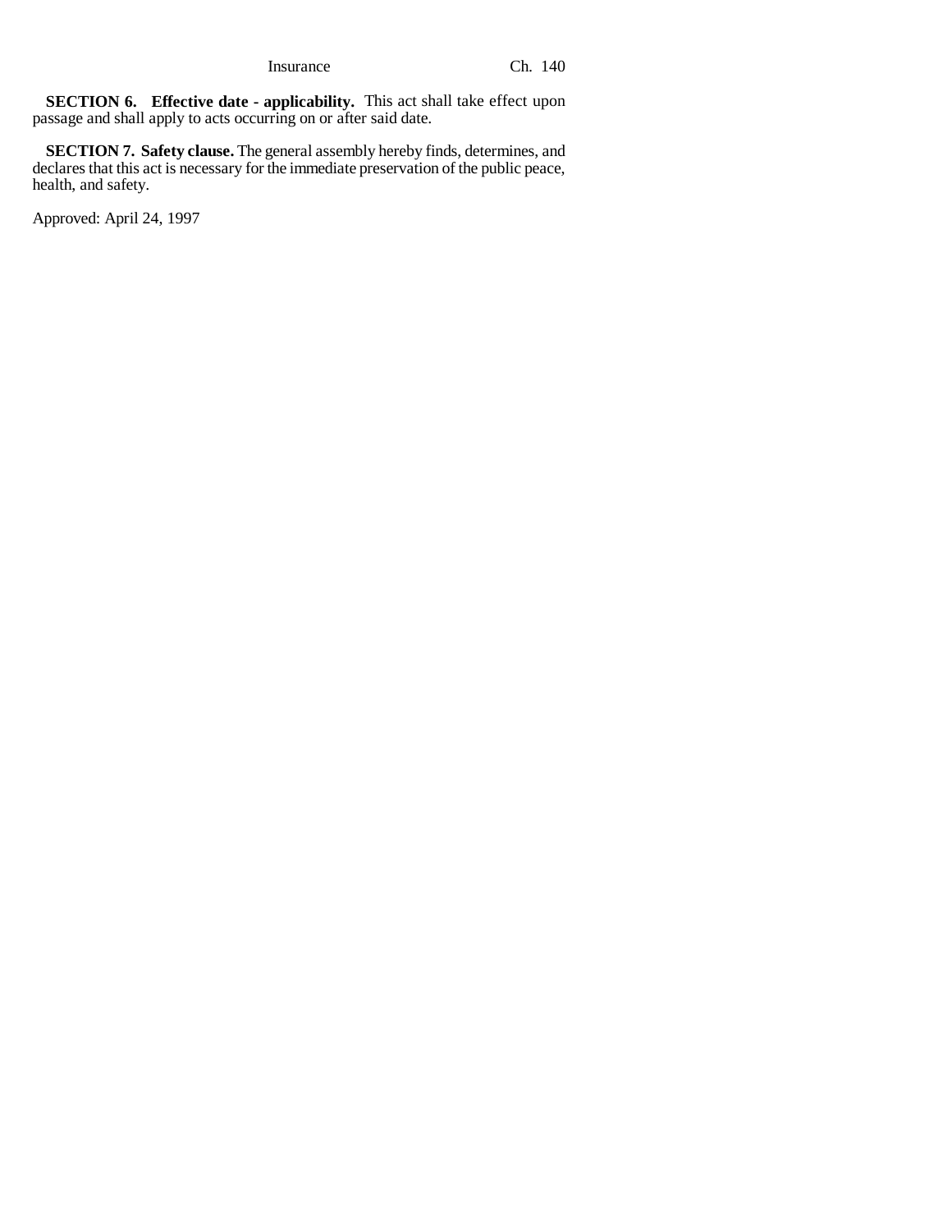**SECTION 6. Effective date - applicability.** This act shall take effect upon passage and shall apply to acts occurring on or after said date.

**SECTION 7. Safety clause.** The general assembly hereby finds, determines, and declares that this act is necessary for the immediate preservation of the public peace, health, and safety.

Approved: April 24, 1997